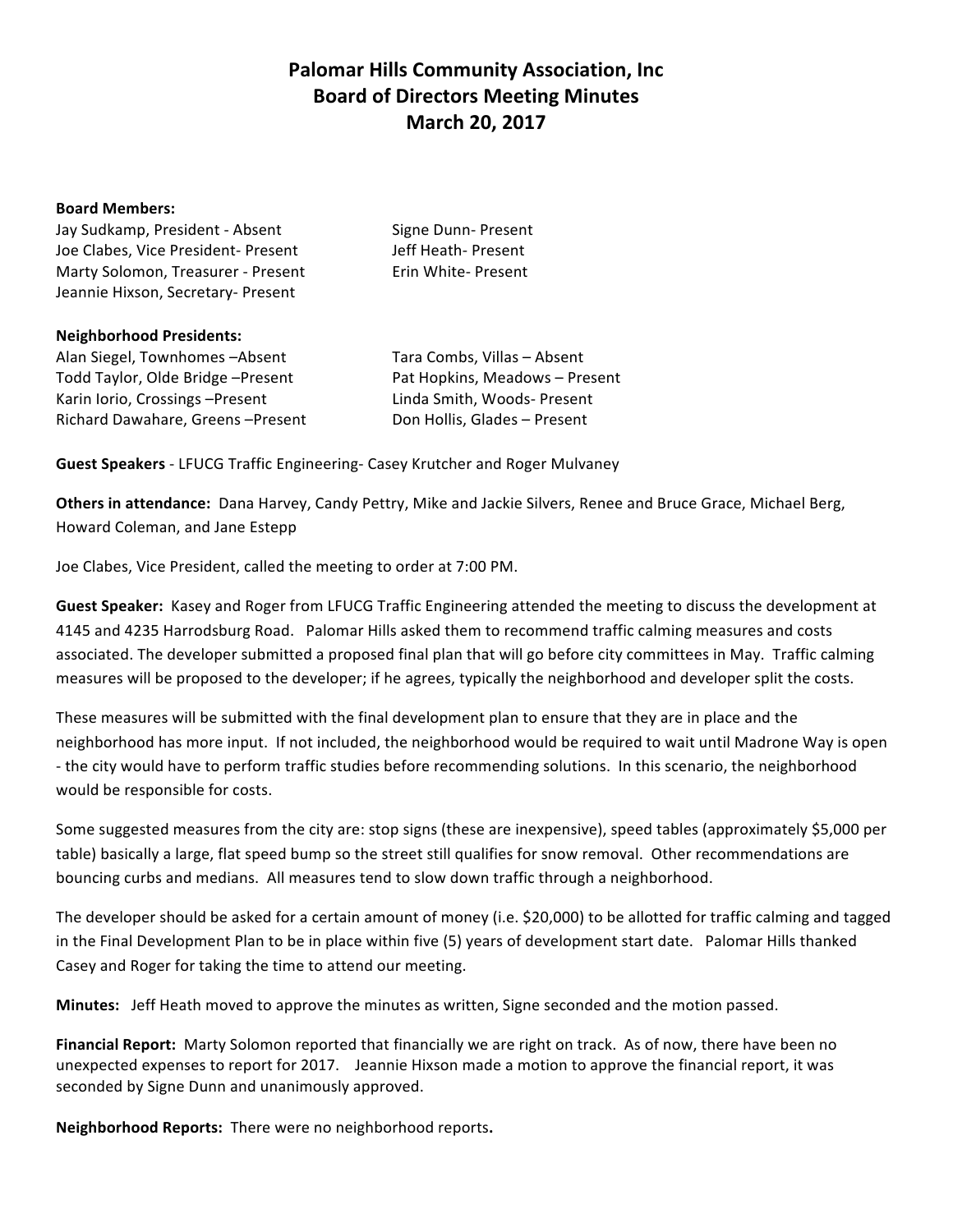# Palomar Hills Community Association, Inc
## Board of Directors Meeting Minutes
## March 20, 2017

**Board Members:**

Jay Sudkamp, President - Absent
Joe Clabes, Vice President- Present
Marty Solomon, Treasurer - Present
Jeannie Hixson, Secretary- Present
Signe Dunn- Present
Jeff Heath- Present
Erin White- Present

**Neighborhood Presidents:**

Alan Siegel, Townhomes –Absent
Todd Taylor, Olde Bridge –Present
Karin Iorio, Crossings –Present
Richard Dawahare, Greens –Present
Tara Combs, Villas – Absent
Pat Hopkins, Meadows – Present
Linda Smith, Woods- Present
Don Hollis, Glades – Present

**Guest Speakers** - LFUCG Traffic Engineering- Casey Krutcher and Roger Mulvaney

**Others in attendance:** Dana Harvey, Candy Pettry, Mike and Jackie Silvers, Renee and Bruce Grace, Michael Berg, Howard Coleman, and Jane Estepp

Joe Clabes, Vice President, called the meeting to order at 7:00 PM.

**Guest Speaker:** Kasey and Roger from LFUCG Traffic Engineering attended the meeting to discuss the development at 4145 and 4235 Harrodsburg Road. Palomar Hills asked them to recommend traffic calming measures and costs associated. The developer submitted a proposed final plan that will go before city committees in May. Traffic calming measures will be proposed to the developer; if he agrees, typically the neighborhood and developer split the costs.

These measures will be submitted with the final development plan to ensure that they are in place and the neighborhood has more input. If not included, the neighborhood would be required to wait until Madrone Way is open - the city would have to perform traffic studies before recommending solutions. In this scenario, the neighborhood would be responsible for costs.

Some suggested measures from the city are: stop signs (these are inexpensive), speed tables (approximately $5,000 per table) basically a large, flat speed bump so the street still qualifies for snow removal. Other recommendations are bouncing curbs and medians. All measures tend to slow down traffic through a neighborhood.

The developer should be asked for a certain amount of money (i.e. $20,000) to be allotted for traffic calming and tagged in the Final Development Plan to be in place within five (5) years of development start date. Palomar Hills thanked Casey and Roger for taking the time to attend our meeting.

**Minutes:** Jeff Heath moved to approve the minutes as written, Signe seconded and the motion passed.

**Financial Report:** Marty Solomon reported that financially we are right on track. As of now, there have been no unexpected expenses to report for 2017. Jeannie Hixson made a motion to approve the financial report, it was seconded by Signe Dunn and unanimously approved.

**Neighborhood Reports:** There were no neighborhood reports**.**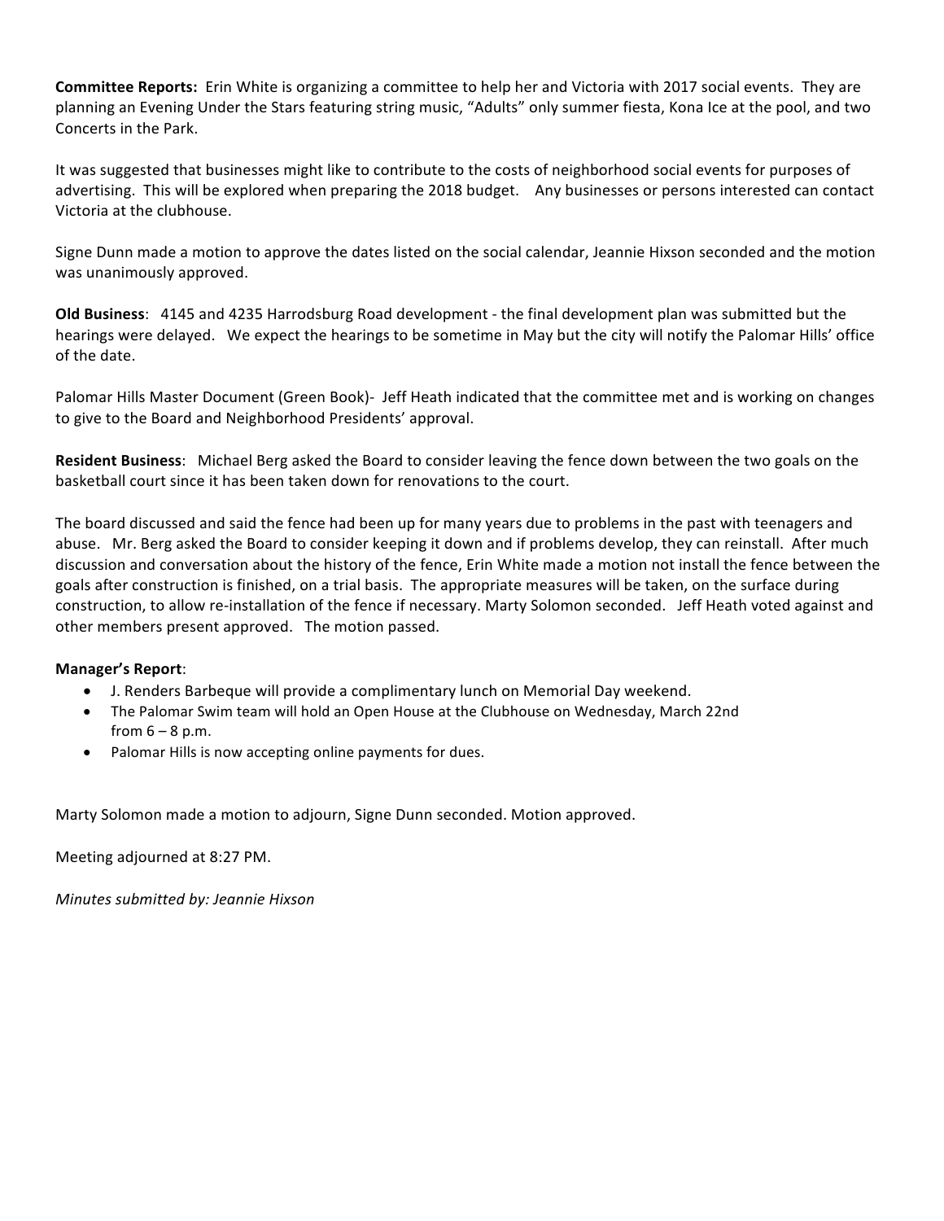**Committee Reports:** Erin White is organizing a committee to help her and Victoria with 2017 social events. They are planning an Evening Under the Stars featuring string music, "Adults" only summer fiesta, Kona Ice at the pool, and two Concerts in the Park.

It was suggested that businesses might like to contribute to the costs of neighborhood social events for purposes of advertising. This will be explored when preparing the 2018 budget. Any businesses or persons interested can contact Victoria at the clubhouse.

Signe Dunn made a motion to approve the dates listed on the social calendar, Jeannie Hixson seconded and the motion was unanimously approved.

**Old Business**: 4145 and 4235 Harrodsburg Road development - the final development plan was submitted but the hearings were delayed. We expect the hearings to be sometime in May but the city will notify the Palomar Hills' office of the date.

Palomar Hills Master Document (Green Book)- Jeff Heath indicated that the committee met and is working on changes to give to the Board and Neighborhood Presidents' approval.

**Resident Business**: Michael Berg asked the Board to consider leaving the fence down between the two goals on the basketball court since it has been taken down for renovations to the court.

The board discussed and said the fence had been up for many years due to problems in the past with teenagers and abuse. Mr. Berg asked the Board to consider keeping it down and if problems develop, they can reinstall. After much discussion and conversation about the history of the fence, Erin White made a motion not install the fence between the goals after construction is finished, on a trial basis. The appropriate measures will be taken, on the surface during construction, to allow re-installation of the fence if necessary. Marty Solomon seconded. Jeff Heath voted against and other members present approved. The motion passed.

**Manager's Report**:

- J. Renders Barbeque will provide a complimentary lunch on Memorial Day weekend.
- The Palomar Swim team will hold an Open House at the Clubhouse on Wednesday, March 22nd from 6 – 8 p.m.
- Palomar Hills is now accepting online payments for dues.

Marty Solomon made a motion to adjourn, Signe Dunn seconded. Motion approved.

Meeting adjourned at 8:27 PM.

*Minutes submitted by: Jeannie Hixson*